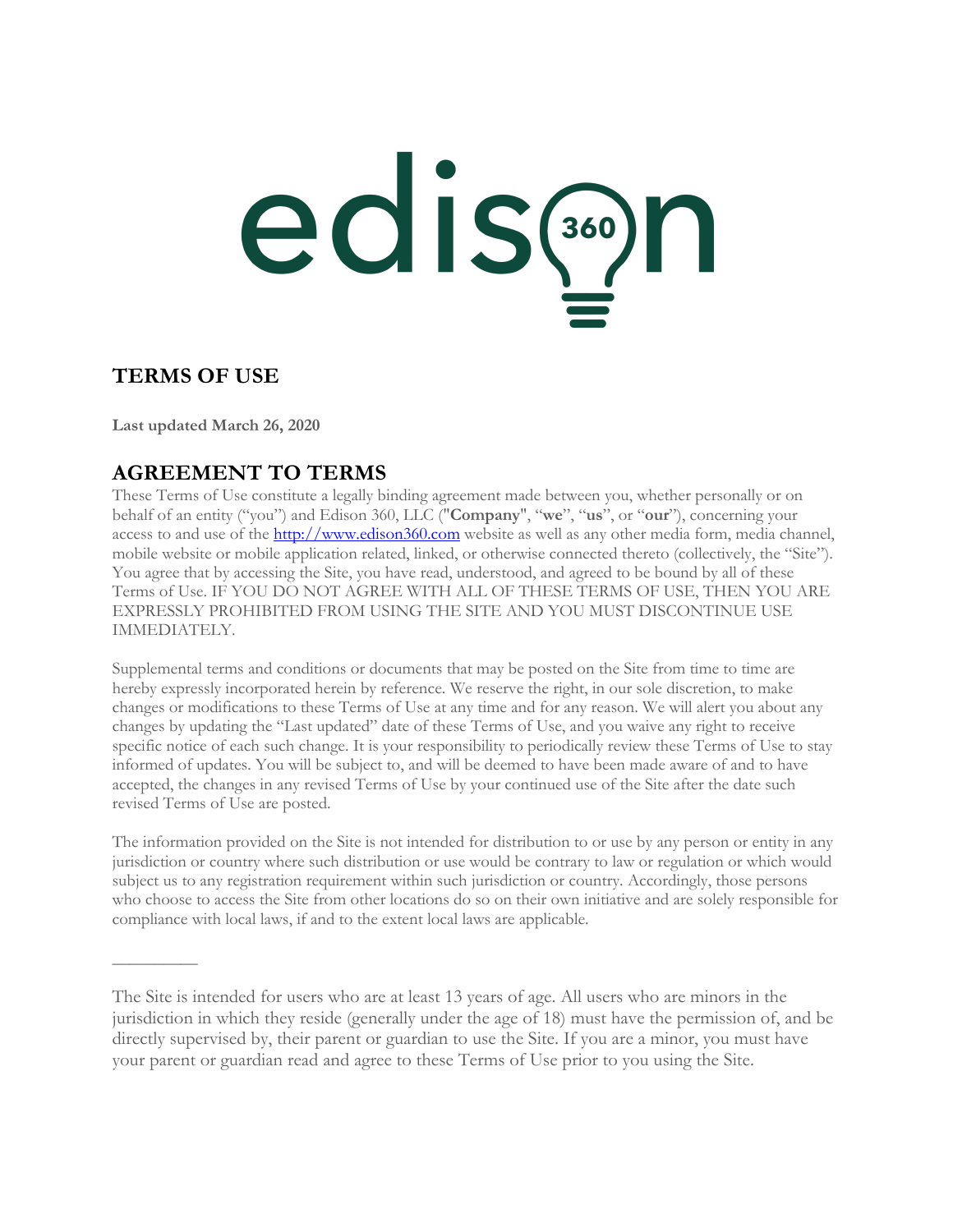# TERMS OF USE

**Last updated March 26, 2020**

## AGREEMENT TO TERMS

These Terms of Use constitute a legally binding agreement made between you, whether personally or on behalf of an entity ("you") and Edison 360, LLC ("**Company**", "**we**", "**us**", or "**our**"), concerning your access to and use of the http://www.edison360.com website as well as any other media form, media channel, mobile website or mobile application related, linked, or otherwise connected thereto (collectively, the "Site"). You agree that by accessing the Site, you have read, understood, and agreed to be bound by all of these Terms of Use. IF YOU DO NOT AGREE WITH ALL OF THESE TERMS OF USE, THEN YOU ARE EXPRESSLY PROHIBITED FROM USING THE SITE AND YOU MUST DISCONTINUE USE IMMEDIATELY.

Supplemental terms and conditions or documents that may be posted on the Site from time to time are hereby expressly incorporated herein by reference. We reserve the right, in our sole discretion, to make changes or modifications to these Terms of Use at any time and for any reason. We will alert you about any changes by updating the "Last updated" date of these Terms of Use, and you waive any right to receive specific notice of each such change. It is your responsibility to periodically review these Terms of Use to stay informed of updates. You will be subject to, and will be deemed to have been made aware of and to have accepted, the changes in any revised Terms of Use by your continued use of the Site after the date such revised Terms of Use are posted.

The information provided on the Site is not intended for distribution to or use by any person or entity in any jurisdiction or country where such distribution or use would be contrary to law or regulation or which would subject us to any registration requirement within such jurisdiction or country. Accordingly, those persons who choose to access the Site from other locations do so on their own initiative and are solely responsible for compliance with local laws, if and to the extent local laws are applicable.

---

The Site is intended for users who are at least 13 years of age. All users who are minors in the jurisdiction in which they reside (generally under the age of 18) must have the permission of, and be directly supervised by, their parent or guardian to use the Site. If you are a minor, you must have your parent or guardian read and agree to these Terms of Use prior to you using the Site.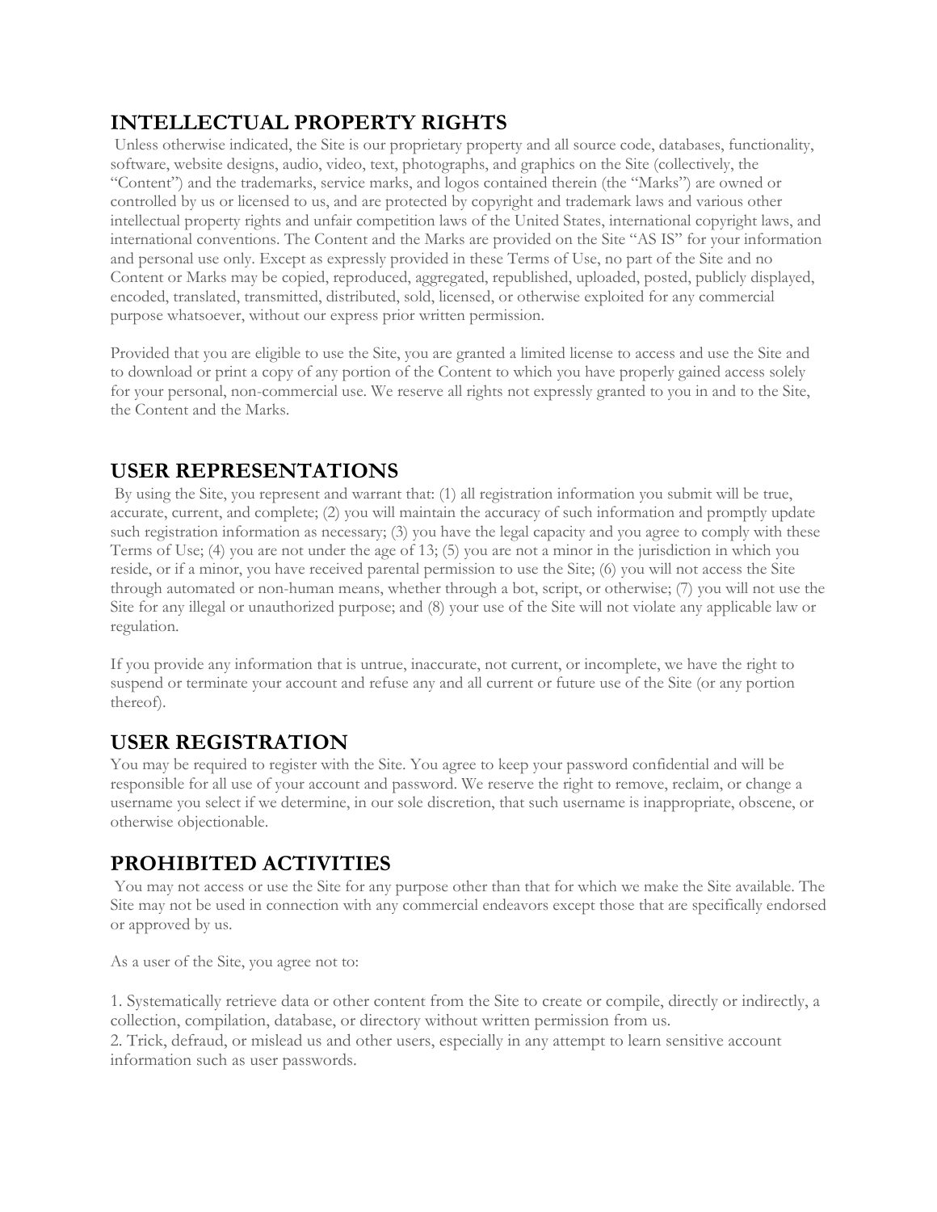## INTELLECTUAL PROPERTY RIGHTS

Unless otherwise indicated, the Site is our proprietary property and all source code, databases, functionality, software, website designs, audio, video, text, photographs, and graphics on the Site (collectively, the "Content") and the trademarks, service marks, and logos contained therein (the "Marks") are owned or controlled by us or licensed to us, and are protected by copyright and trademark laws and various other intellectual property rights and unfair competition laws of the United States, international copyright laws, and international conventions. The Content and the Marks are provided on the Site "AS IS" for your information and personal use only. Except as expressly provided in these Terms of Use, no part of the Site and no Content or Marks may be copied, reproduced, aggregated, republished, uploaded, posted, publicly displayed, encoded, translated, transmitted, distributed, sold, licensed, or otherwise exploited for any commercial purpose whatsoever, without our express prior written permission.

Provided that you are eligible to use the Site, you are granted a limited license to access and use the Site and to download or print a copy of any portion of the Content to which you have properly gained access solely for your personal, non-commercial use. We reserve all rights not expressly granted to you in and to the Site, the Content and the Marks.

## USER REPRESENTATIONS

By using the Site, you represent and warrant that: (1) all registration information you submit will be true, accurate, current, and complete; (2) you will maintain the accuracy of such information and promptly update such registration information as necessary; (3) you have the legal capacity and you agree to comply with these Terms of Use; (4) you are not under the age of 13; (5) you are not a minor in the jurisdiction in which you reside, or if a minor, you have received parental permission to use the Site; (6) you will not access the Site through automated or non-human means, whether through a bot, script, or otherwise; (7) you will not use the Site for any illegal or unauthorized purpose; and (8) your use of the Site will not violate any applicable law or regulation.

If you provide any information that is untrue, inaccurate, not current, or incomplete, we have the right to suspend or terminate your account and refuse any and all current or future use of the Site (or any portion thereof).

## USER REGISTRATION

You may be required to register with the Site. You agree to keep your password confidential and will be responsible for all use of your account and password. We reserve the right to remove, reclaim, or change a username you select if we determine, in our sole discretion, that such username is inappropriate, obscene, or otherwise objectionable.

## PROHIBITED ACTIVITIES

You may not access or use the Site for any purpose other than that for which we make the Site available. The Site may not be used in connection with any commercial endeavors except those that are specifically endorsed or approved by us.

As a user of the Site, you agree not to:

1. Systematically retrieve data or other content from the Site to create or compile, directly or indirectly, a collection, compilation, database, or directory without written permission from us.
2. Trick, defraud, or mislead us and other users, especially in any attempt to learn sensitive account information such as user passwords.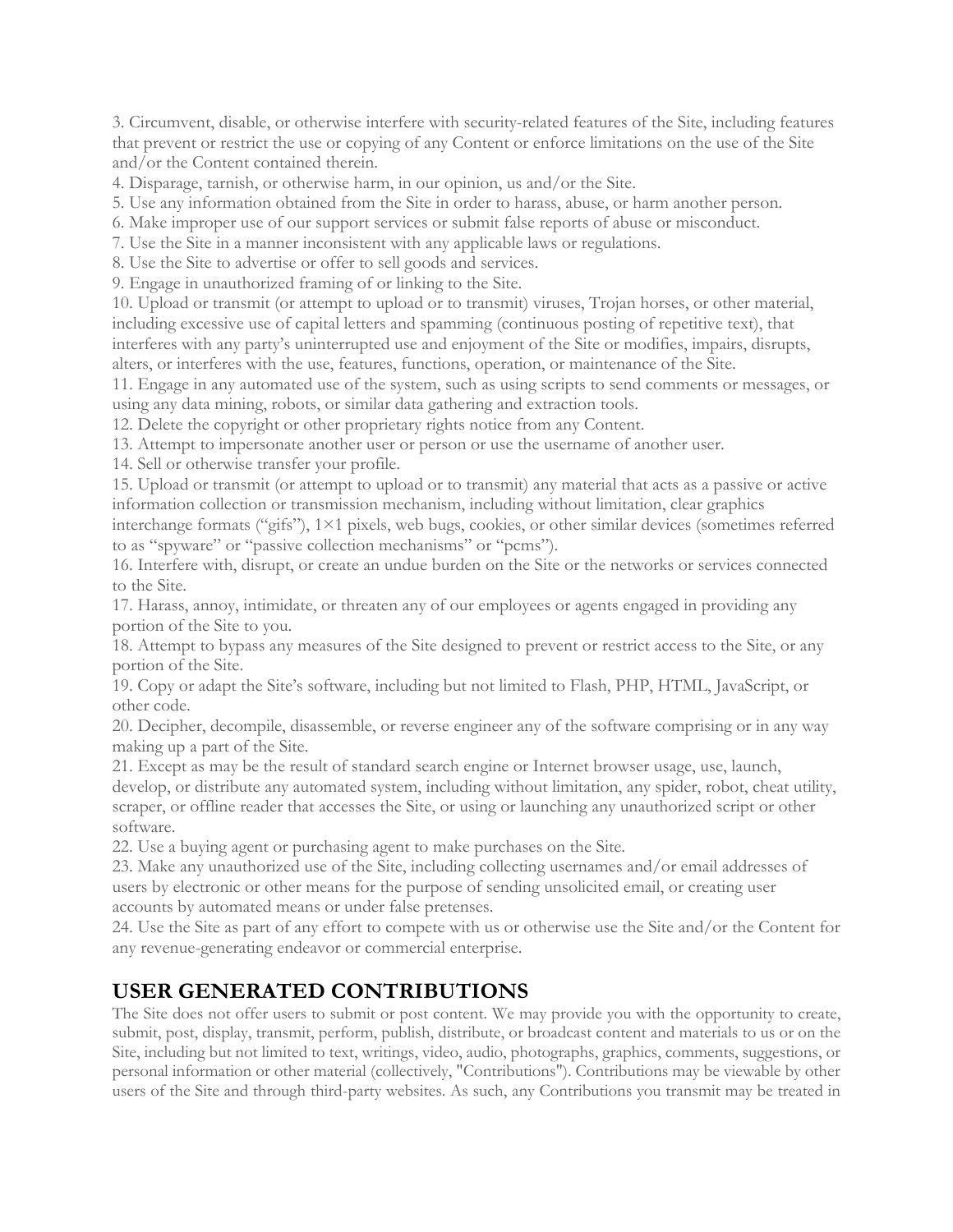3. Circumvent, disable, or otherwise interfere with security-related features of the Site, including features that prevent or restrict the use or copying of any Content or enforce limitations on the use of the Site and/or the Content contained therein.
4. Disparage, tarnish, or otherwise harm, in our opinion, us and/or the Site.
5. Use any information obtained from the Site in order to harass, abuse, or harm another person.
6. Make improper use of our support services or submit false reports of abuse or misconduct.
7. Use the Site in a manner inconsistent with any applicable laws or regulations.
8. Use the Site to advertise or offer to sell goods and services.
9. Engage in unauthorized framing of or linking to the Site.
10. Upload or transmit (or attempt to upload or to transmit) viruses, Trojan horses, or other material, including excessive use of capital letters and spamming (continuous posting of repetitive text), that interferes with any party's uninterrupted use and enjoyment of the Site or modifies, impairs, disrupts, alters, or interferes with the use, features, functions, operation, or maintenance of the Site.
11. Engage in any automated use of the system, such as using scripts to send comments or messages, or using any data mining, robots, or similar data gathering and extraction tools.
12. Delete the copyright or other proprietary rights notice from any Content.
13. Attempt to impersonate another user or person or use the username of another user.
14. Sell or otherwise transfer your profile.
15. Upload or transmit (or attempt to upload or to transmit) any material that acts as a passive or active information collection or transmission mechanism, including without limitation, clear graphics interchange formats ("gifs"), 1×1 pixels, web bugs, cookies, or other similar devices (sometimes referred to as "spyware" or "passive collection mechanisms" or "pcms").
16. Interfere with, disrupt, or create an undue burden on the Site or the networks or services connected to the Site.
17. Harass, annoy, intimidate, or threaten any of our employees or agents engaged in providing any portion of the Site to you.
18. Attempt to bypass any measures of the Site designed to prevent or restrict access to the Site, or any portion of the Site.
19. Copy or adapt the Site's software, including but not limited to Flash, PHP, HTML, JavaScript, or other code.
20. Decipher, decompile, disassemble, or reverse engineer any of the software comprising or in any way making up a part of the Site.
21. Except as may be the result of standard search engine or Internet browser usage, use, launch, develop, or distribute any automated system, including without limitation, any spider, robot, cheat utility, scraper, or offline reader that accesses the Site, or using or launching any unauthorized script or other software.
22. Use a buying agent or purchasing agent to make purchases on the Site.
23. Make any unauthorized use of the Site, including collecting usernames and/or email addresses of users by electronic or other means for the purpose of sending unsolicited email, or creating user accounts by automated means or under false pretenses.
24. Use the Site as part of any effort to compete with us or otherwise use the Site and/or the Content for any revenue-generating endeavor or commercial enterprise.

## USER GENERATED CONTRIBUTIONS

The Site does not offer users to submit or post content. We may provide you with the opportunity to create, submit, post, display, transmit, perform, publish, distribute, or broadcast content and materials to us or on the Site, including but not limited to text, writings, video, audio, photographs, graphics, comments, suggestions, or personal information or other material (collectively, "Contributions"). Contributions may be viewable by other users of the Site and through third-party websites. As such, any Contributions you transmit may be treated in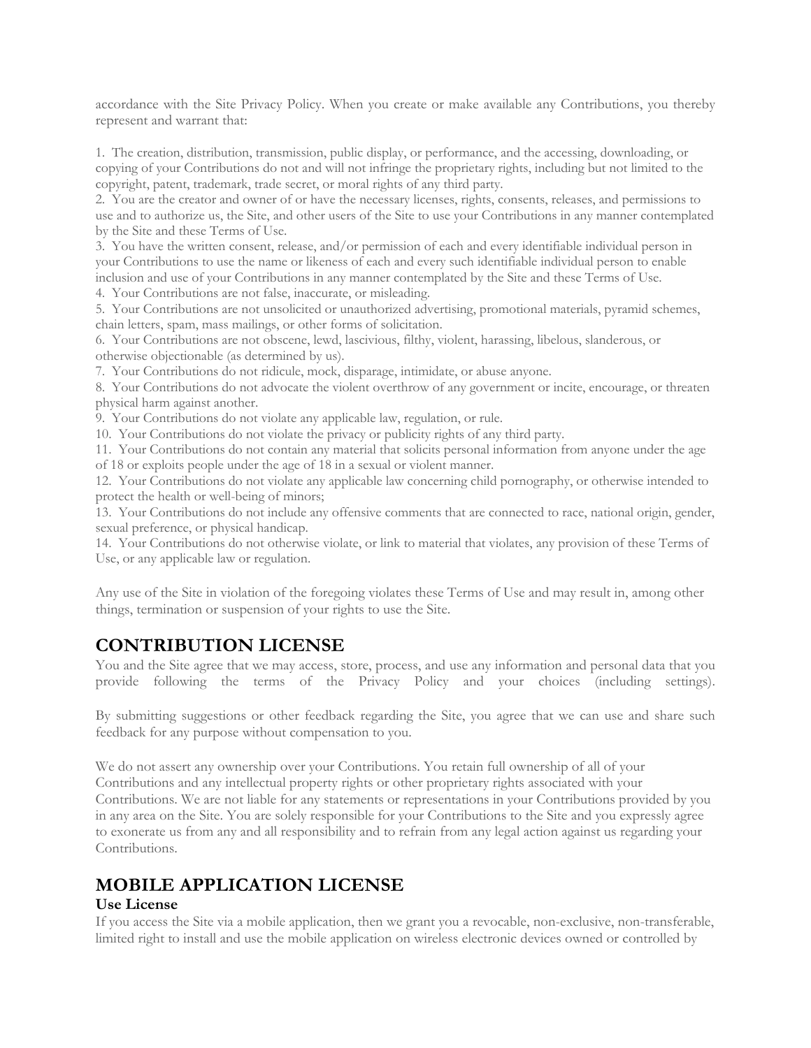accordance with the Site Privacy Policy. When you create or make available any Contributions, you thereby represent and warrant that:

1. The creation, distribution, transmission, public display, or performance, and the accessing, downloading, or copying of your Contributions do not and will not infringe the proprietary rights, including but not limited to the copyright, patent, trademark, trade secret, or moral rights of any third party.
2. You are the creator and owner of or have the necessary licenses, rights, consents, releases, and permissions to use and to authorize us, the Site, and other users of the Site to use your Contributions in any manner contemplated by the Site and these Terms of Use.
3. You have the written consent, release, and/or permission of each and every identifiable individual person in your Contributions to use the name or likeness of each and every such identifiable individual person to enable inclusion and use of your Contributions in any manner contemplated by the Site and these Terms of Use.
4. Your Contributions are not false, inaccurate, or misleading.
5. Your Contributions are not unsolicited or unauthorized advertising, promotional materials, pyramid schemes, chain letters, spam, mass mailings, or other forms of solicitation.
6. Your Contributions are not obscene, lewd, lascivious, filthy, violent, harassing, libelous, slanderous, or otherwise objectionable (as determined by us).
7. Your Contributions do not ridicule, mock, disparage, intimidate, or abuse anyone.
8. Your Contributions do not advocate the violent overthrow of any government or incite, encourage, or threaten physical harm against another.
9. Your Contributions do not violate any applicable law, regulation, or rule.
10. Your Contributions do not violate the privacy or publicity rights of any third party.
11. Your Contributions do not contain any material that solicits personal information from anyone under the age of 18 or exploits people under the age of 18 in a sexual or violent manner.
12. Your Contributions do not violate any applicable law concerning child pornography, or otherwise intended to protect the health or well-being of minors;
13. Your Contributions do not include any offensive comments that are connected to race, national origin, gender, sexual preference, or physical handicap.
14. Your Contributions do not otherwise violate, or link to material that violates, any provision of these Terms of Use, or any applicable law or regulation.

Any use of the Site in violation of the foregoing violates these Terms of Use and may result in, among other things, termination or suspension of your rights to use the Site.

## CONTRIBUTION LICENSE

You and the Site agree that we may access, store, process, and use any information and personal data that you provide following the terms of the Privacy Policy and your choices (including settings).

By submitting suggestions or other feedback regarding the Site, you agree that we can use and share such feedback for any purpose without compensation to you.

We do not assert any ownership over your Contributions. You retain full ownership of all of your Contributions and any intellectual property rights or other proprietary rights associated with your Contributions. We are not liable for any statements or representations in your Contributions provided by you in any area on the Site. You are solely responsible for your Contributions to the Site and you expressly agree to exonerate us from any and all responsibility and to refrain from any legal action against us regarding your Contributions.

## MOBILE APPLICATION LICENSE

### Use License

If you access the Site via a mobile application, then we grant you a revocable, non-exclusive, non-transferable, limited right to install and use the mobile application on wireless electronic devices owned or controlled by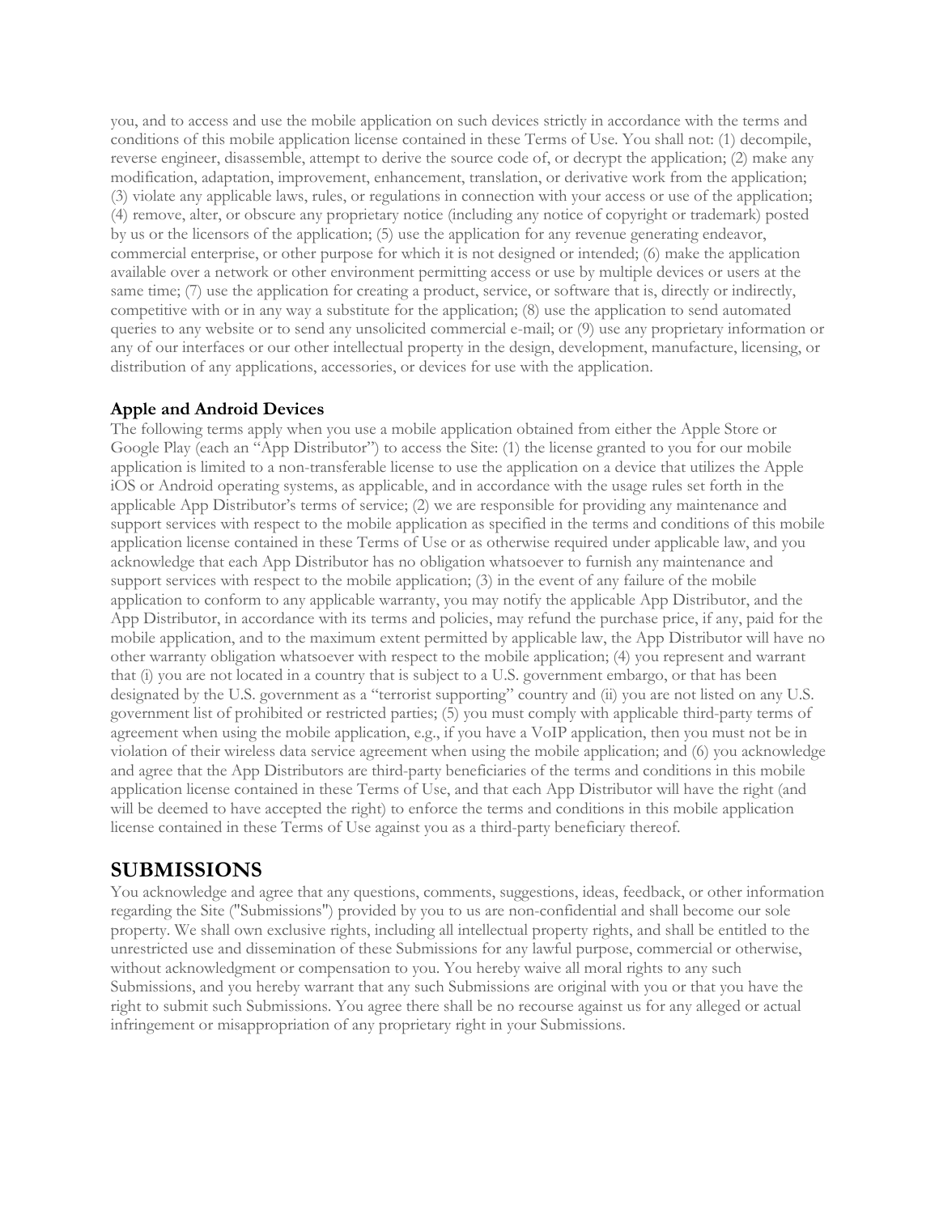you, and to access and use the mobile application on such devices strictly in accordance with the terms and conditions of this mobile application license contained in these Terms of Use. You shall not: (1) decompile, reverse engineer, disassemble, attempt to derive the source code of, or decrypt the application; (2) make any modification, adaptation, improvement, enhancement, translation, or derivative work from the application; (3) violate any applicable laws, rules, or regulations in connection with your access or use of the application; (4) remove, alter, or obscure any proprietary notice (including any notice of copyright or trademark) posted by us or the licensors of the application; (5) use the application for any revenue generating endeavor, commercial enterprise, or other purpose for which it is not designed or intended; (6) make the application available over a network or other environment permitting access or use by multiple devices or users at the same time; (7) use the application for creating a product, service, or software that is, directly or indirectly, competitive with or in any way a substitute for the application; (8) use the application to send automated queries to any website or to send any unsolicited commercial e-mail; or (9) use any proprietary information or any of our interfaces or our other intellectual property in the design, development, manufacture, licensing, or distribution of any applications, accessories, or devices for use with the application.

### Apple and Android Devices

The following terms apply when you use a mobile application obtained from either the Apple Store or Google Play (each an "App Distributor") to access the Site: (1) the license granted to you for our mobile application is limited to a non-transferable license to use the application on a device that utilizes the Apple iOS or Android operating systems, as applicable, and in accordance with the usage rules set forth in the applicable App Distributor's terms of service; (2) we are responsible for providing any maintenance and support services with respect to the mobile application as specified in the terms and conditions of this mobile application license contained in these Terms of Use or as otherwise required under applicable law, and you acknowledge that each App Distributor has no obligation whatsoever to furnish any maintenance and support services with respect to the mobile application; (3) in the event of any failure of the mobile application to conform to any applicable warranty, you may notify the applicable App Distributor, and the App Distributor, in accordance with its terms and policies, may refund the purchase price, if any, paid for the mobile application, and to the maximum extent permitted by applicable law, the App Distributor will have no other warranty obligation whatsoever with respect to the mobile application; (4) you represent and warrant that (i) you are not located in a country that is subject to a U.S. government embargo, or that has been designated by the U.S. government as a "terrorist supporting" country and (ii) you are not listed on any U.S. government list of prohibited or restricted parties; (5) you must comply with applicable third-party terms of agreement when using the mobile application, e.g., if you have a VoIP application, then you must not be in violation of their wireless data service agreement when using the mobile application; and (6) you acknowledge and agree that the App Distributors are third-party beneficiaries of the terms and conditions in this mobile application license contained in these Terms of Use, and that each App Distributor will have the right (and will be deemed to have accepted the right) to enforce the terms and conditions in this mobile application license contained in these Terms of Use against you as a third-party beneficiary thereof.

## SUBMISSIONS

You acknowledge and agree that any questions, comments, suggestions, ideas, feedback, or other information regarding the Site ("Submissions") provided by you to us are non-confidential and shall become our sole property. We shall own exclusive rights, including all intellectual property rights, and shall be entitled to the unrestricted use and dissemination of these Submissions for any lawful purpose, commercial or otherwise, without acknowledgment or compensation to you. You hereby waive all moral rights to any such Submissions, and you hereby warrant that any such Submissions are original with you or that you have the right to submit such Submissions. You agree there shall be no recourse against us for any alleged or actual infringement or misappropriation of any proprietary right in your Submissions.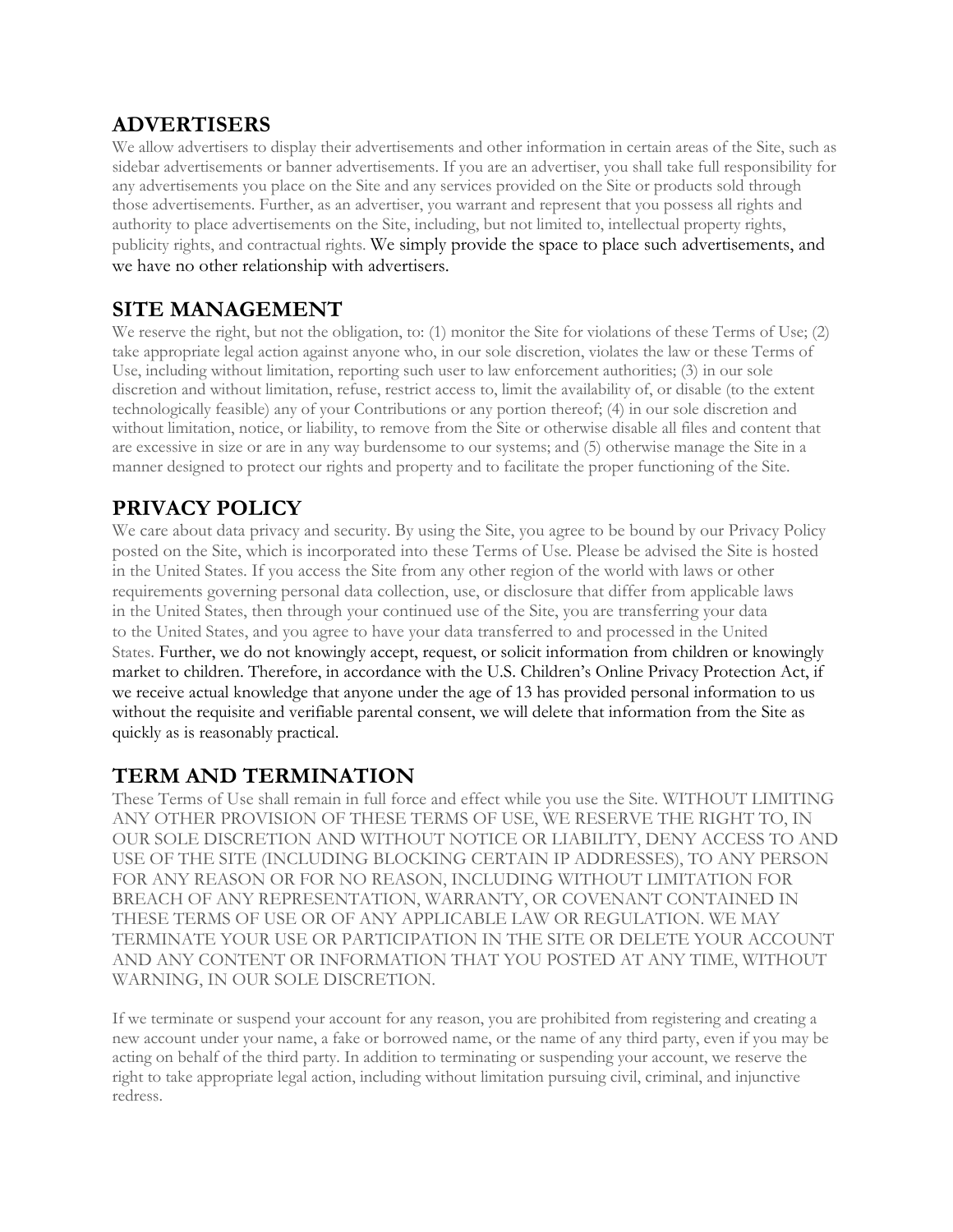## ADVERTISERS

We allow advertisers to display their advertisements and other information in certain areas of the Site, such as sidebar advertisements or banner advertisements. If you are an advertiser, you shall take full responsibility for any advertisements you place on the Site and any services provided on the Site or products sold through those advertisements. Further, as an advertiser, you warrant and represent that you possess all rights and authority to place advertisements on the Site, including, but not limited to, intellectual property rights, publicity rights, and contractual rights. We simply provide the space to place such advertisements, and we have no other relationship with advertisers.

## SITE MANAGEMENT

We reserve the right, but not the obligation, to: (1) monitor the Site for violations of these Terms of Use; (2) take appropriate legal action against anyone who, in our sole discretion, violates the law or these Terms of Use, including without limitation, reporting such user to law enforcement authorities; (3) in our sole discretion and without limitation, refuse, restrict access to, limit the availability of, or disable (to the extent technologically feasible) any of your Contributions or any portion thereof; (4) in our sole discretion and without limitation, notice, or liability, to remove from the Site or otherwise disable all files and content that are excessive in size or are in any way burdensome to our systems; and (5) otherwise manage the Site in a manner designed to protect our rights and property and to facilitate the proper functioning of the Site.

## PRIVACY POLICY

We care about data privacy and security. By using the Site, you agree to be bound by our Privacy Policy posted on the Site, which is incorporated into these Terms of Use. Please be advised the Site is hosted in the United States. If you access the Site from any other region of the world with laws or other requirements governing personal data collection, use, or disclosure that differ from applicable laws in the United States, then through your continued use of the Site, you are transferring your data to the United States, and you agree to have your data transferred to and processed in the United States. Further, we do not knowingly accept, request, or solicit information from children or knowingly market to children. Therefore, in accordance with the U.S. Children's Online Privacy Protection Act, if we receive actual knowledge that anyone under the age of 13 has provided personal information to us without the requisite and verifiable parental consent, we will delete that information from the Site as quickly as is reasonably practical.

## TERM AND TERMINATION

These Terms of Use shall remain in full force and effect while you use the Site. WITHOUT LIMITING ANY OTHER PROVISION OF THESE TERMS OF USE, WE RESERVE THE RIGHT TO, IN OUR SOLE DISCRETION AND WITHOUT NOTICE OR LIABILITY, DENY ACCESS TO AND USE OF THE SITE (INCLUDING BLOCKING CERTAIN IP ADDRESSES), TO ANY PERSON FOR ANY REASON OR FOR NO REASON, INCLUDING WITHOUT LIMITATION FOR BREACH OF ANY REPRESENTATION, WARRANTY, OR COVENANT CONTAINED IN THESE TERMS OF USE OR OF ANY APPLICABLE LAW OR REGULATION. WE MAY TERMINATE YOUR USE OR PARTICIPATION IN THE SITE OR DELETE YOUR ACCOUNT AND ANY CONTENT OR INFORMATION THAT YOU POSTED AT ANY TIME, WITHOUT WARNING, IN OUR SOLE DISCRETION.

If we terminate or suspend your account for any reason, you are prohibited from registering and creating a new account under your name, a fake or borrowed name, or the name of any third party, even if you may be acting on behalf of the third party. In addition to terminating or suspending your account, we reserve the right to take appropriate legal action, including without limitation pursuing civil, criminal, and injunctive redress.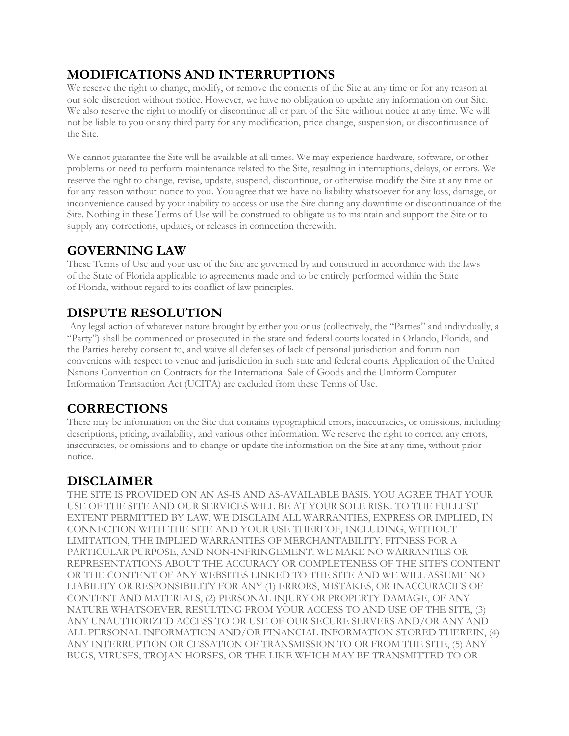## MODIFICATIONS AND INTERRUPTIONS

We reserve the right to change, modify, or remove the contents of the Site at any time or for any reason at our sole discretion without notice. However, we have no obligation to update any information on our Site. We also reserve the right to modify or discontinue all or part of the Site without notice at any time. We will not be liable to you or any third party for any modification, price change, suspension, or discontinuance of the Site.

We cannot guarantee the Site will be available at all times. We may experience hardware, software, or other problems or need to perform maintenance related to the Site, resulting in interruptions, delays, or errors. We reserve the right to change, revise, update, suspend, discontinue, or otherwise modify the Site at any time or for any reason without notice to you. You agree that we have no liability whatsoever for any loss, damage, or inconvenience caused by your inability to access or use the Site during any downtime or discontinuance of the Site. Nothing in these Terms of Use will be construed to obligate us to maintain and support the Site or to supply any corrections, updates, or releases in connection therewith.

## GOVERNING LAW

These Terms of Use and your use of the Site are governed by and construed in accordance with the laws of the State of Florida applicable to agreements made and to be entirely performed within the State of Florida, without regard to its conflict of law principles.

## DISPUTE RESOLUTION

Any legal action of whatever nature brought by either you or us (collectively, the "Parties" and individually, a "Party") shall be commenced or prosecuted in the state and federal courts located in Orlando, Florida, and the Parties hereby consent to, and waive all defenses of lack of personal jurisdiction and forum non conveniens with respect to venue and jurisdiction in such state and federal courts. Application of the United Nations Convention on Contracts for the International Sale of Goods and the Uniform Computer Information Transaction Act (UCITA) are excluded from these Terms of Use.

## CORRECTIONS

There may be information on the Site that contains typographical errors, inaccuracies, or omissions, including descriptions, pricing, availability, and various other information. We reserve the right to correct any errors, inaccuracies, or omissions and to change or update the information on the Site at any time, without prior notice.

## DISCLAIMER

THE SITE IS PROVIDED ON AN AS-IS AND AS-AVAILABLE BASIS. YOU AGREE THAT YOUR USE OF THE SITE AND OUR SERVICES WILL BE AT YOUR SOLE RISK. TO THE FULLEST EXTENT PERMITTED BY LAW, WE DISCLAIM ALL WARRANTIES, EXPRESS OR IMPLIED, IN CONNECTION WITH THE SITE AND YOUR USE THEREOF, INCLUDING, WITHOUT LIMITATION, THE IMPLIED WARRANTIES OF MERCHANTABILITY, FITNESS FOR A PARTICULAR PURPOSE, AND NON-INFRINGEMENT. WE MAKE NO WARRANTIES OR REPRESENTATIONS ABOUT THE ACCURACY OR COMPLETENESS OF THE SITE'S CONTENT OR THE CONTENT OF ANY WEBSITES LINKED TO THE SITE AND WE WILL ASSUME NO LIABILITY OR RESPONSIBILITY FOR ANY (1) ERRORS, MISTAKES, OR INACCURACIES OF CONTENT AND MATERIALS, (2) PERSONAL INJURY OR PROPERTY DAMAGE, OF ANY NATURE WHATSOEVER, RESULTING FROM YOUR ACCESS TO AND USE OF THE SITE, (3) ANY UNAUTHORIZED ACCESS TO OR USE OF OUR SECURE SERVERS AND/OR ANY AND ALL PERSONAL INFORMATION AND/OR FINANCIAL INFORMATION STORED THEREIN, (4) ANY INTERRUPTION OR CESSATION OF TRANSMISSION TO OR FROM THE SITE, (5) ANY BUGS, VIRUSES, TROJAN HORSES, OR THE LIKE WHICH MAY BE TRANSMITTED TO OR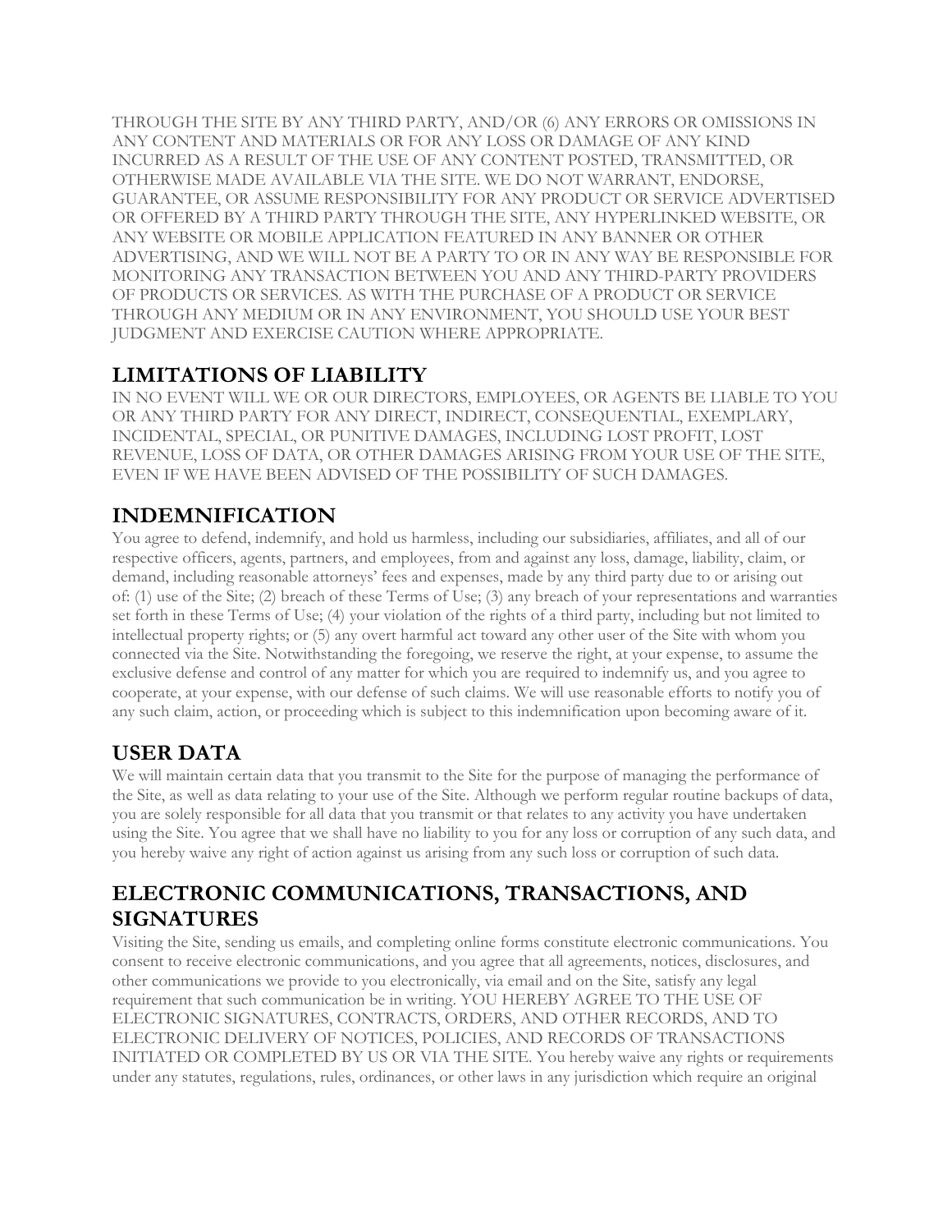THROUGH THE SITE BY ANY THIRD PARTY, AND/OR (6) ANY ERRORS OR OMISSIONS IN ANY CONTENT AND MATERIALS OR FOR ANY LOSS OR DAMAGE OF ANY KIND INCURRED AS A RESULT OF THE USE OF ANY CONTENT POSTED, TRANSMITTED, OR OTHERWISE MADE AVAILABLE VIA THE SITE. WE DO NOT WARRANT, ENDORSE, GUARANTEE, OR ASSUME RESPONSIBILITY FOR ANY PRODUCT OR SERVICE ADVERTISED OR OFFERED BY A THIRD PARTY THROUGH THE SITE, ANY HYPERLINKED WEBSITE, OR ANY WEBSITE OR MOBILE APPLICATION FEATURED IN ANY BANNER OR OTHER ADVERTISING, AND WE WILL NOT BE A PARTY TO OR IN ANY WAY BE RESPONSIBLE FOR MONITORING ANY TRANSACTION BETWEEN YOU AND ANY THIRD-PARTY PROVIDERS OF PRODUCTS OR SERVICES. AS WITH THE PURCHASE OF A PRODUCT OR SERVICE THROUGH ANY MEDIUM OR IN ANY ENVIRONMENT, YOU SHOULD USE YOUR BEST JUDGMENT AND EXERCISE CAUTION WHERE APPROPRIATE.

## LIMITATIONS OF LIABILITY

IN NO EVENT WILL WE OR OUR DIRECTORS, EMPLOYEES, OR AGENTS BE LIABLE TO YOU OR ANY THIRD PARTY FOR ANY DIRECT, INDIRECT, CONSEQUENTIAL, EXEMPLARY, INCIDENTAL, SPECIAL, OR PUNITIVE DAMAGES, INCLUDING LOST PROFIT, LOST REVENUE, LOSS OF DATA, OR OTHER DAMAGES ARISING FROM YOUR USE OF THE SITE, EVEN IF WE HAVE BEEN ADVISED OF THE POSSIBILITY OF SUCH DAMAGES.

## INDEMNIFICATION

You agree to defend, indemnify, and hold us harmless, including our subsidiaries, affiliates, and all of our respective officers, agents, partners, and employees, from and against any loss, damage, liability, claim, or demand, including reasonable attorneys' fees and expenses, made by any third party due to or arising out of: (1) use of the Site; (2) breach of these Terms of Use; (3) any breach of your representations and warranties set forth in these Terms of Use; (4) your violation of the rights of a third party, including but not limited to intellectual property rights; or (5) any overt harmful act toward any other user of the Site with whom you connected via the Site. Notwithstanding the foregoing, we reserve the right, at your expense, to assume the exclusive defense and control of any matter for which you are required to indemnify us, and you agree to cooperate, at your expense, with our defense of such claims. We will use reasonable efforts to notify you of any such claim, action, or proceeding which is subject to this indemnification upon becoming aware of it.

## USER DATA

We will maintain certain data that you transmit to the Site for the purpose of managing the performance of the Site, as well as data relating to your use of the Site. Although we perform regular routine backups of data, you are solely responsible for all data that you transmit or that relates to any activity you have undertaken using the Site. You agree that we shall have no liability to you for any loss or corruption of any such data, and you hereby waive any right of action against us arising from any such loss or corruption of such data.

## ELECTRONIC COMMUNICATIONS, TRANSACTIONS, AND SIGNATURES

Visiting the Site, sending us emails, and completing online forms constitute electronic communications. You consent to receive electronic communications, and you agree that all agreements, notices, disclosures, and other communications we provide to you electronically, via email and on the Site, satisfy any legal requirement that such communication be in writing. YOU HEREBY AGREE TO THE USE OF ELECTRONIC SIGNATURES, CONTRACTS, ORDERS, AND OTHER RECORDS, AND TO ELECTRONIC DELIVERY OF NOTICES, POLICIES, AND RECORDS OF TRANSACTIONS INITIATED OR COMPLETED BY US OR VIA THE SITE. You hereby waive any rights or requirements under any statutes, regulations, rules, ordinances, or other laws in any jurisdiction which require an original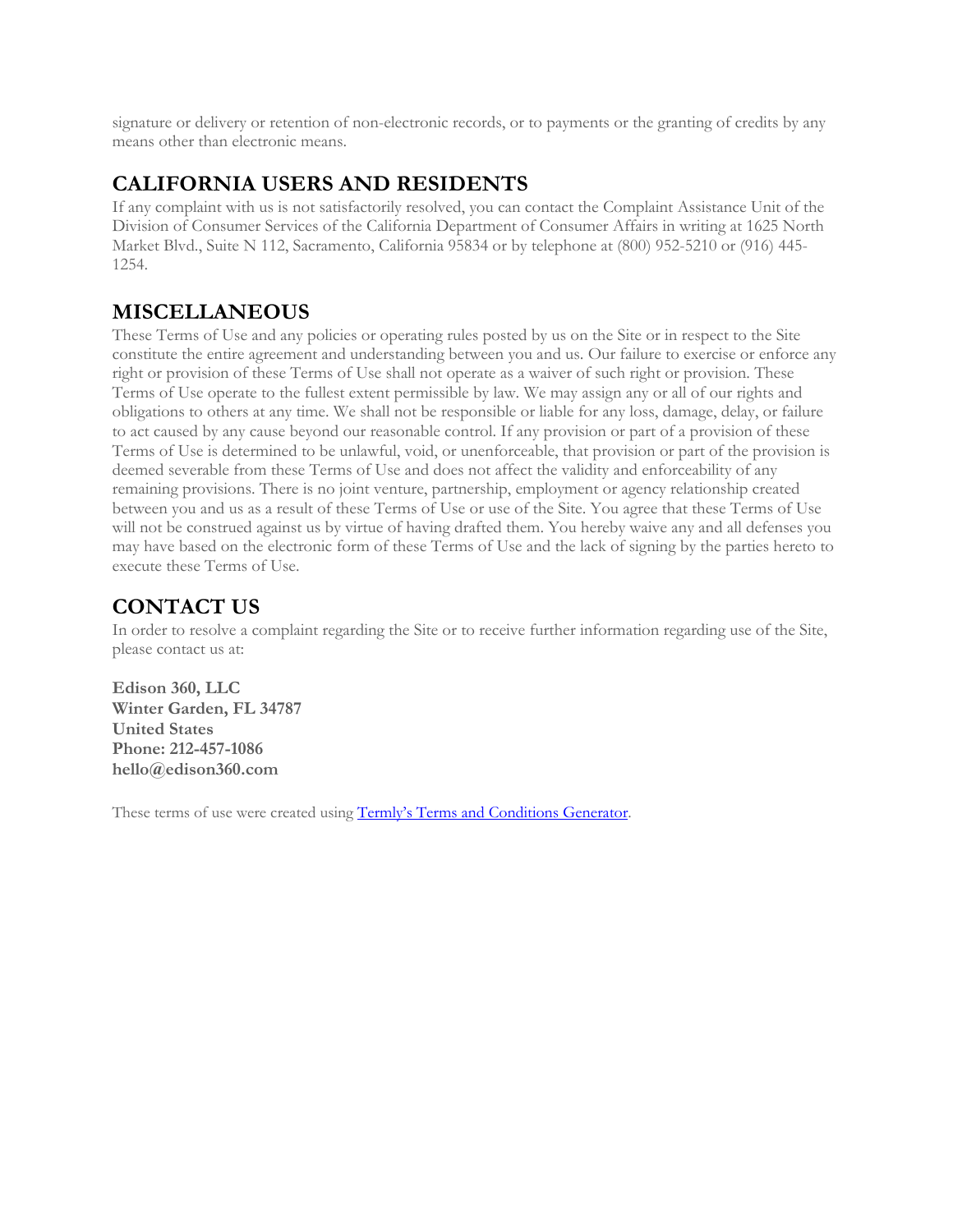signature or delivery or retention of non-electronic records, or to payments or the granting of credits by any means other than electronic means.

## CALIFORNIA USERS AND RESIDENTS

If any complaint with us is not satisfactorily resolved, you can contact the Complaint Assistance Unit of the Division of Consumer Services of the California Department of Consumer Affairs in writing at 1625 North Market Blvd., Suite N 112, Sacramento, California 95834 or by telephone at (800) 952-5210 or (916) 445-1254.

## MISCELLANEOUS

These Terms of Use and any policies or operating rules posted by us on the Site or in respect to the Site constitute the entire agreement and understanding between you and us. Our failure to exercise or enforce any right or provision of these Terms of Use shall not operate as a waiver of such right or provision. These Terms of Use operate to the fullest extent permissible by law. We may assign any or all of our rights and obligations to others at any time. We shall not be responsible or liable for any loss, damage, delay, or failure to act caused by any cause beyond our reasonable control. If any provision or part of a provision of these Terms of Use is determined to be unlawful, void, or unenforceable, that provision or part of the provision is deemed severable from these Terms of Use and does not affect the validity and enforceability of any remaining provisions. There is no joint venture, partnership, employment or agency relationship created between you and us as a result of these Terms of Use or use of the Site. You agree that these Terms of Use will not be construed against us by virtue of having drafted them. You hereby waive any and all defenses you may have based on the electronic form of these Terms of Use and the lack of signing by the parties hereto to execute these Terms of Use.

## CONTACT US

In order to resolve a complaint regarding the Site or to receive further information regarding use of the Site, please contact us at:

**Edison 360, LLC**
**Winter Garden, FL 34787**
**United States**
**Phone: 212-457-1086**
**hello@edison360.com**

These terms of use were created using [Termly's Terms and Conditions Generator](Termly's Terms and Conditions Generator).